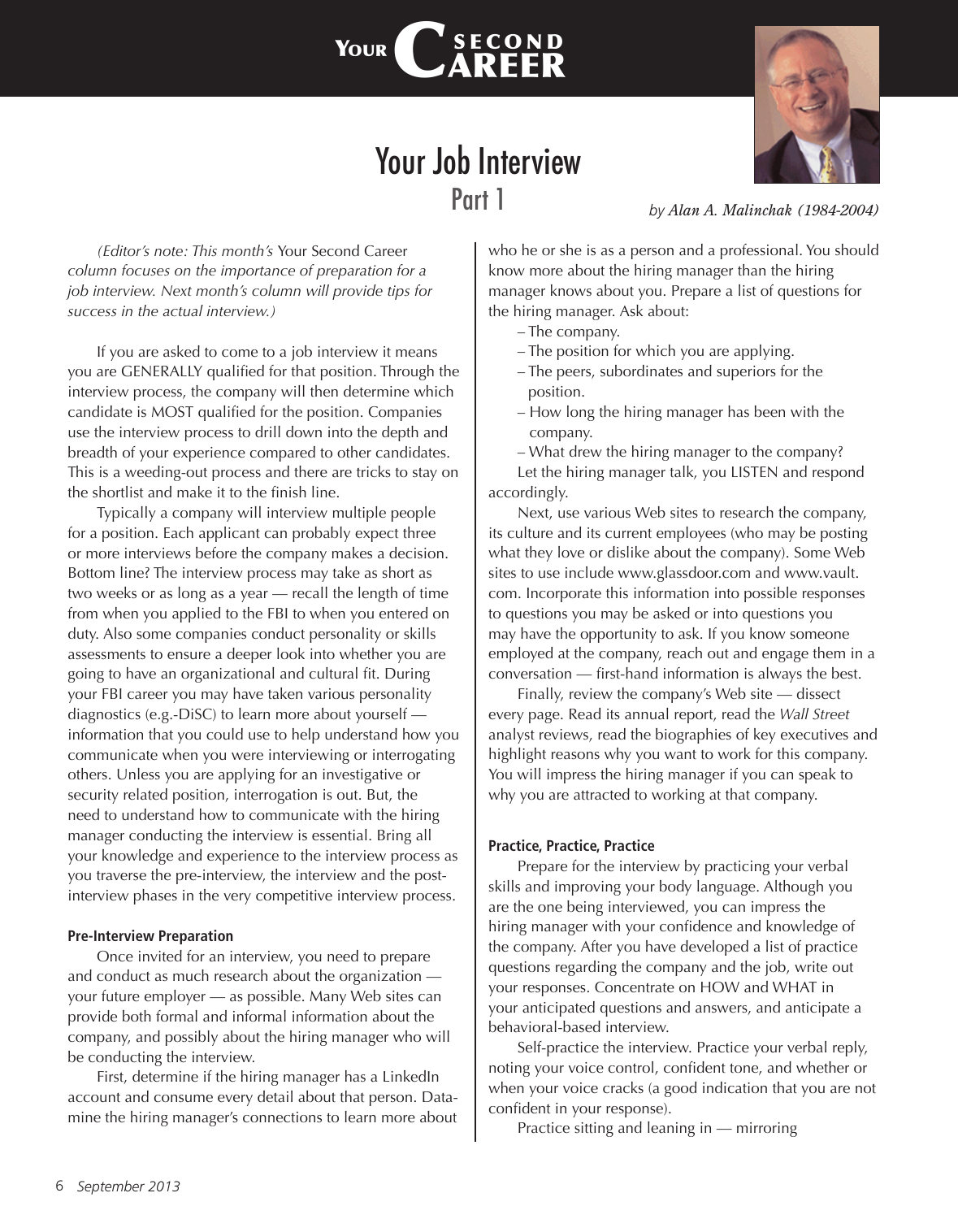# Your Second Career

# Your Job Interview

## Part 1

*by Alan A. Malinchak (1984-2004)*

*(Editor's note: This month's* Your Second Career *column focuses on the importance of preparation for a job interview. Next month's column will provide tips for success in the actual interview.)*

If you are asked to come to a job interview it means you are GENERALLY qualified for that position. Through the interview process, the company will then determine which candidate is MOST qualified for the position. Companies use the interview process to drill down into the depth and breadth of your experience compared to other candidates. This is a weeding-out process and there are tricks to stay on the shortlist and make it to the finish line.

Typically a company will interview multiple people for a position. Each applicant can probably expect three or more interviews before the company makes a decision. Bottom line? The interview process may take as short as two weeks or as long as a year — recall the length of time from when you applied to the FBI to when you entered on duty. Also some companies conduct personality or skills assessments to ensure a deeper look into whether you are going to have an organizational and cultural fit. During your FBI career you may have taken various personality diagnostics (e.g.-DiSC) to learn more about yourself — information that you could use to help understand how you communicate when you were interviewing or interrogating others. Unless you are applying for an investigative or security related position, interrogation is out. But, the need to understand how to communicate with the hiring manager conducting the interview is essential. Bring all your knowledge and experience to the interview process as you traverse the pre-interview, the interview and the post-interview phases in the very competitive interview process.

### Pre-Interview Preparation

Once invited for an interview, you need to prepare and conduct as much research about the organization — your future employer — as possible. Many Web sites can provide both formal and informal information about the company, and possibly about the hiring manager who will be conducting the interview.

First, determine if the hiring manager has a LinkedIn account and consume every detail about that person. Data-mine the hiring manager's connections to learn more about who he or she is as a person and a professional. You should know more about the hiring manager than the hiring manager knows about you. Prepare a list of questions for the hiring manager. Ask about:

- The company.
- The position for which you are applying.
- The peers, subordinates and superiors for the position.
- How long the hiring manager has been with the company.
- What drew the hiring manager to the company?

Let the hiring manager talk, you LISTEN and respond accordingly.

Next, use various Web sites to research the company, its culture and its current employees (who may be posting what they love or dislike about the company). Some Web sites to use include www.glassdoor.com and www.vault.com. Incorporate this information into possible responses to questions you may be asked or into questions you may have the opportunity to ask. If you know someone employed at the company, reach out and engage them in a conversation — first-hand information is always the best.

Finally, review the company's Web site — dissect every page. Read its annual report, read the *Wall Street* analyst reviews, read the biographies of key executives and highlight reasons why you want to work for this company. You will impress the hiring manager if you can speak to why you are attracted to working at that company.

### Practice, Practice, Practice

Prepare for the interview by practicing your verbal skills and improving your body language. Although you are the one being interviewed, you can impress the hiring manager with your confidence and knowledge of the company. After you have developed a list of practice questions regarding the company and the job, write out your responses. Concentrate on HOW and WHAT in your anticipated questions and answers, and anticipate a behavioral-based interview.

Self-practice the interview. Practice your verbal reply, noting your voice control, confident tone, and whether or when your voice cracks (a good indication that you are not confident in your response).

Practice sitting and leaning in — mirroring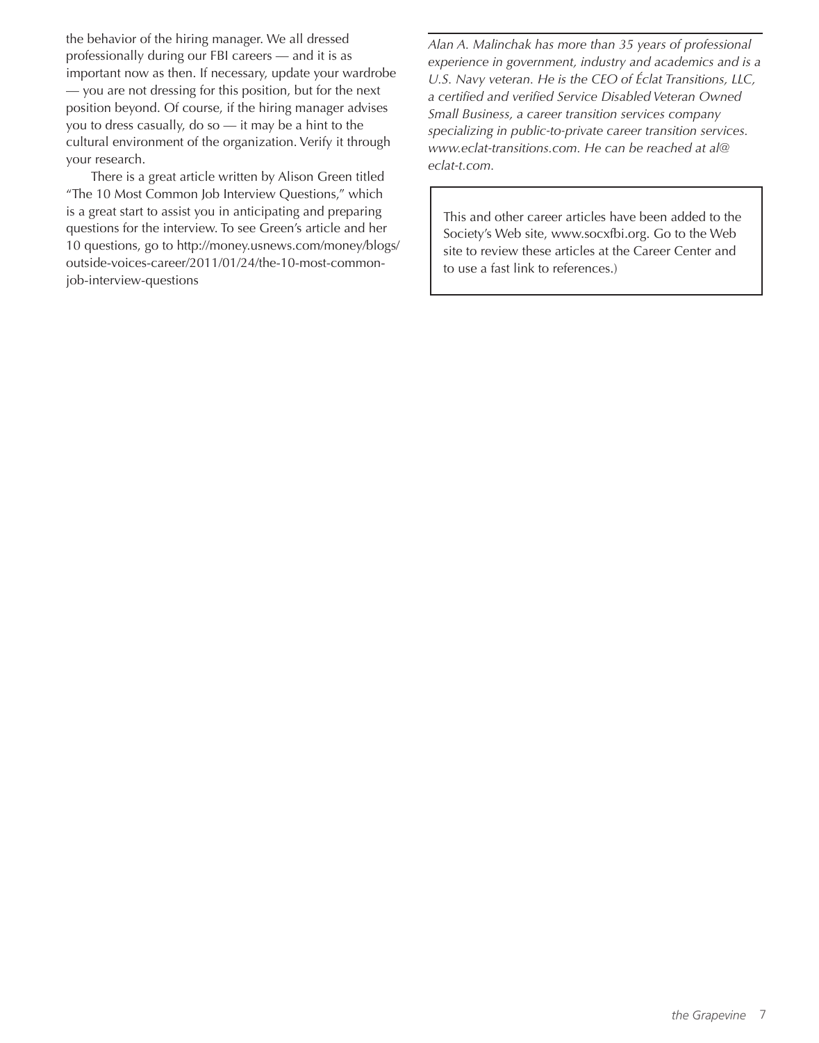the behavior of the hiring manager. We all dressed professionally during our FBI careers — and it is as important now as then. If necessary, update your wardrobe — you are not dressing for this position, but for the next position beyond. Of course, if the hiring manager advises you to dress casually, do so — it may be a hint to the cultural environment of the organization. Verify it through your research.

There is a great article written by Alison Green titled "The 10 Most Common Job Interview Questions," which is a great start to assist you in anticipating and preparing questions for the interview. To see Green's article and her 10 questions, go to http://money.usnews.com/money/blogs/outside-voices-career/2011/01/24/the-10-most-common-job-interview-questions

---

*Alan A. Malinchak has more than 35 years of professional experience in government, industry and academics and is a U.S. Navy veteran. He is the CEO of Éclat Transitions, LLC, a certified and verified Service Disabled Veteran Owned Small Business, a career transition services company specializing in public-to-private career transition services. www.eclat-transitions.com. He can be reached at al@eclat-t.com.*

This and other career articles have been added to the Society's Web site, www.socxfbi.org. Go to the Web site to review these articles at the Career Center and to use a fast link to references.)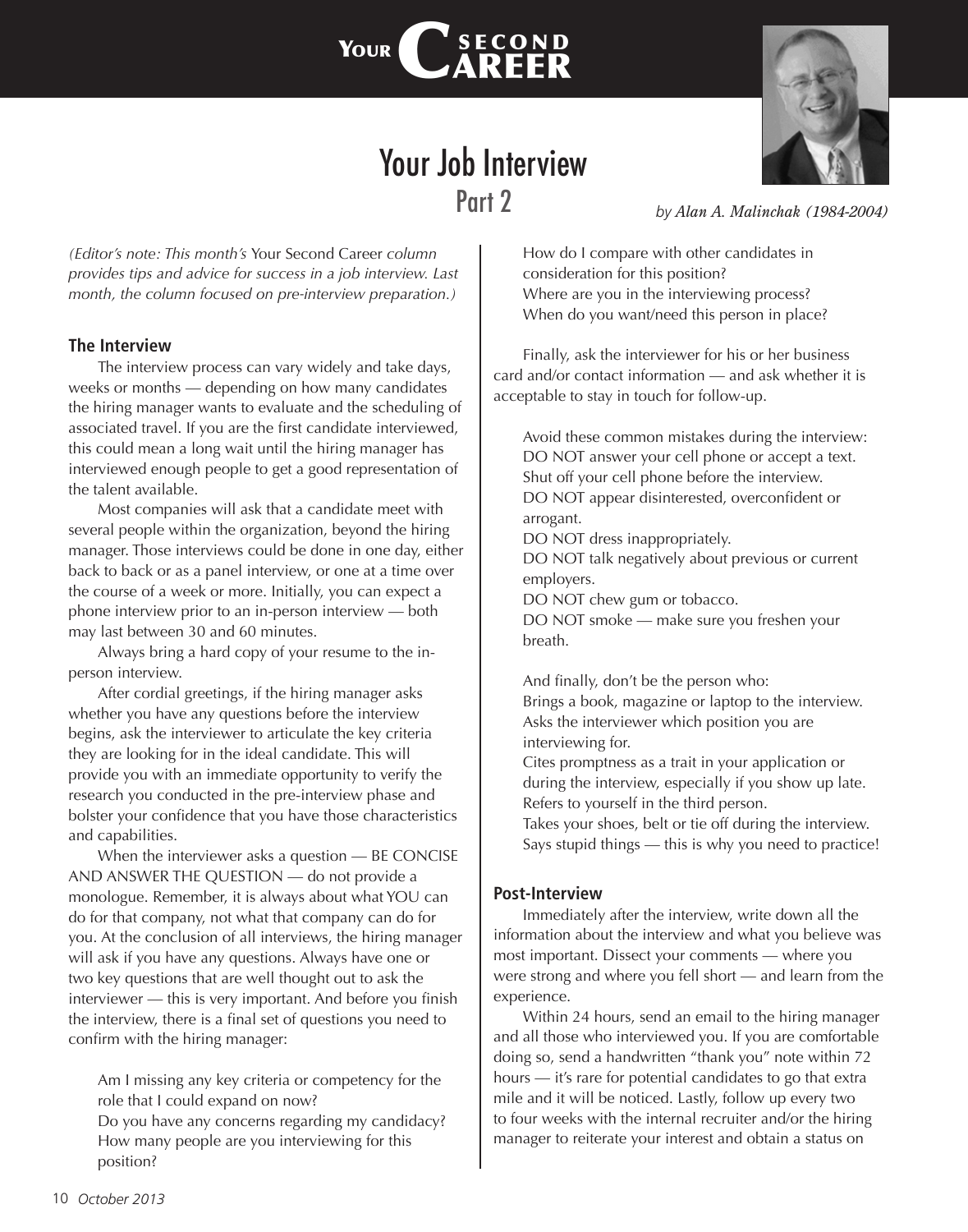# Your Job Interview

## Part 2

*by Alan A. Malinchak (1984-2004)*

*(Editor's note: This month's* Your Second Career *column provides tips and advice for success in a job interview. Last month, the column focused on pre-interview preparation.)*

### The Interview

The interview process can vary widely and take days, weeks or months — depending on how many candidates the hiring manager wants to evaluate and the scheduling of associated travel. If you are the first candidate interviewed, this could mean a long wait until the hiring manager has interviewed enough people to get a good representation of the talent available.

Most companies will ask that a candidate meet with several people within the organization, beyond the hiring manager. Those interviews could be done in one day, either back to back or as a panel interview, or one at a time over the course of a week or more. Initially, you can expect a phone interview prior to an in-person interview — both may last between 30 and 60 minutes.

Always bring a hard copy of your resume to the in-person interview.

After cordial greetings, if the hiring manager asks whether you have any questions before the interview begins, ask the interviewer to articulate the key criteria they are looking for in the ideal candidate. This will provide you with an immediate opportunity to verify the research you conducted in the pre-interview phase and bolster your confidence that you have those characteristics and capabilities.

When the interviewer asks a question — BE CONCISE AND ANSWER THE QUESTION — do not provide a monologue. Remember, it is always about what YOU can do for that company, not what that company can do for you. At the conclusion of all interviews, the hiring manager will ask if you have any questions. Always have one or two key questions that are well thought out to ask the interviewer — this is very important. And before you finish the interview, there is a final set of questions you need to confirm with the hiring manager:

Am I missing any key criteria or competency for the role that I could expand on now?
Do you have any concerns regarding my candidacy?
How many people are you interviewing for this position?
How do I compare with other candidates in consideration for this position?
Where are you in the interviewing process?
When do you want/need this person in place?

Finally, ask the interviewer for his or her business card and/or contact information — and ask whether it is acceptable to stay in touch for follow-up.

Avoid these common mistakes during the interview:
DO NOT answer your cell phone or accept a text. Shut off your cell phone before the interview.
DO NOT appear disinterested, overconfident or arrogant.
DO NOT dress inappropriately.
DO NOT talk negatively about previous or current employers.
DO NOT chew gum or tobacco.
DO NOT smoke — make sure you freshen your breath.

And finally, don't be the person who:
Brings a book, magazine or laptop to the interview.
Asks the interviewer which position you are interviewing for.
Cites promptness as a trait in your application or during the interview, especially if you show up late.
Refers to yourself in the third person.
Takes your shoes, belt or tie off during the interview.
Says stupid things — this is why you need to practice!

### Post-Interview

Immediately after the interview, write down all the information about the interview and what you believe was most important. Dissect your comments — where you were strong and where you fell short — and learn from the experience.

Within 24 hours, send an email to the hiring manager and all those who interviewed you. If you are comfortable doing so, send a handwritten "thank you" note within 72 hours — it's rare for potential candidates to go that extra mile and it will be noticed. Lastly, follow up every two to four weeks with the internal recruiter and/or the hiring manager to reiterate your interest and obtain a status on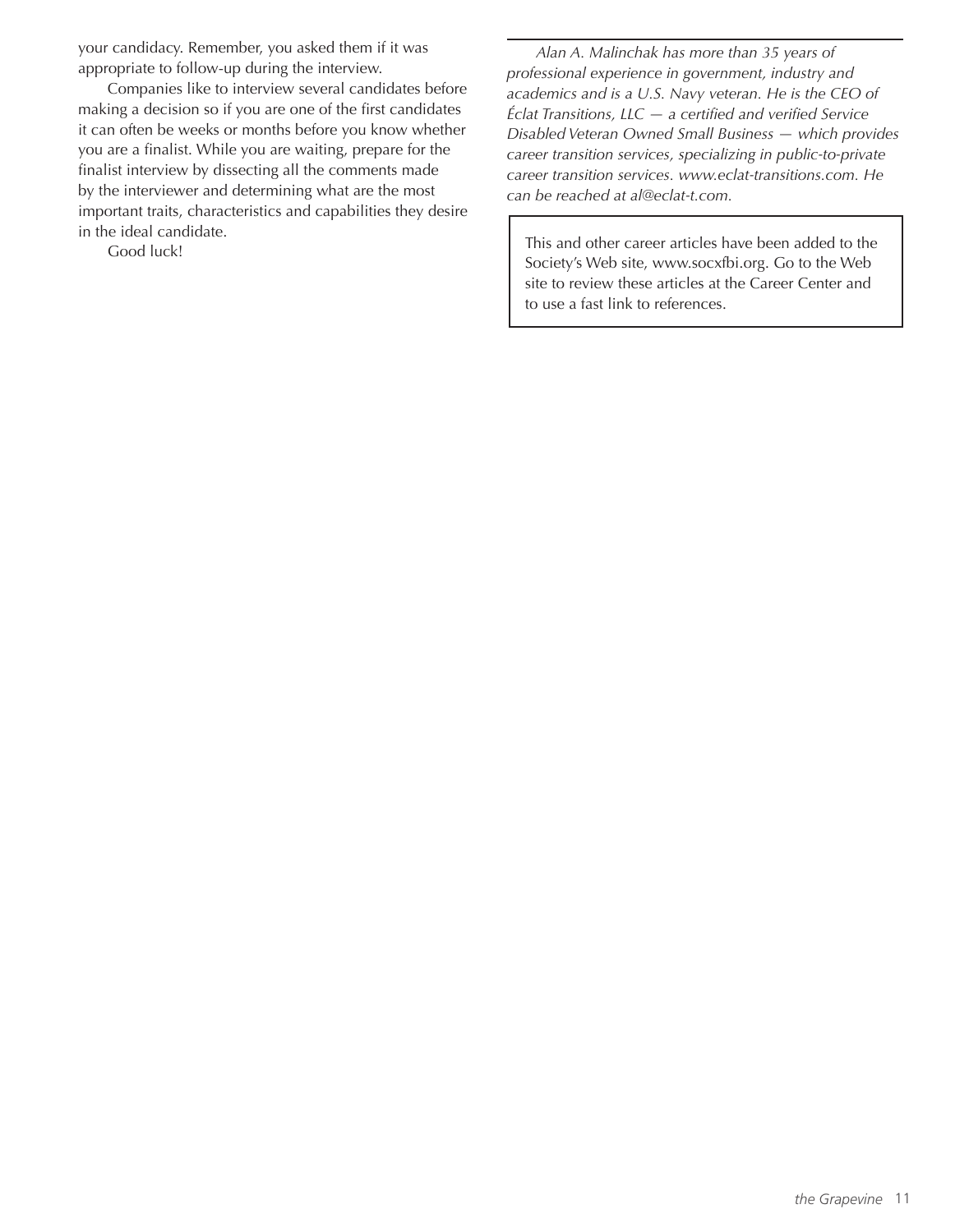your candidacy. Remember, you asked them if it was appropriate to follow-up during the interview.

Companies like to interview several candidates before making a decision so if you are one of the first candidates it can often be weeks or months before you know whether you are a finalist. While you are waiting, prepare for the finalist interview by dissecting all the comments made by the interviewer and determining what are the most important traits, characteristics and capabilities they desire in the ideal candidate.

Good luck!

---

*Alan A. Malinchak has more than 35 years of professional experience in government, industry and academics and is a U.S. Navy veteran. He is the CEO of Éclat Transitions, LLC — a certified and verified Service Disabled Veteran Owned Small Business — which provides career transition services, specializing in public-to-private career transition services. www.eclat-transitions.com. He can be reached at al@eclat-t.com.*

This and other career articles have been added to the Society's Web site, www.socxfbi.org. Go to the Web site to review these articles at the Career Center and to use a fast link to references.